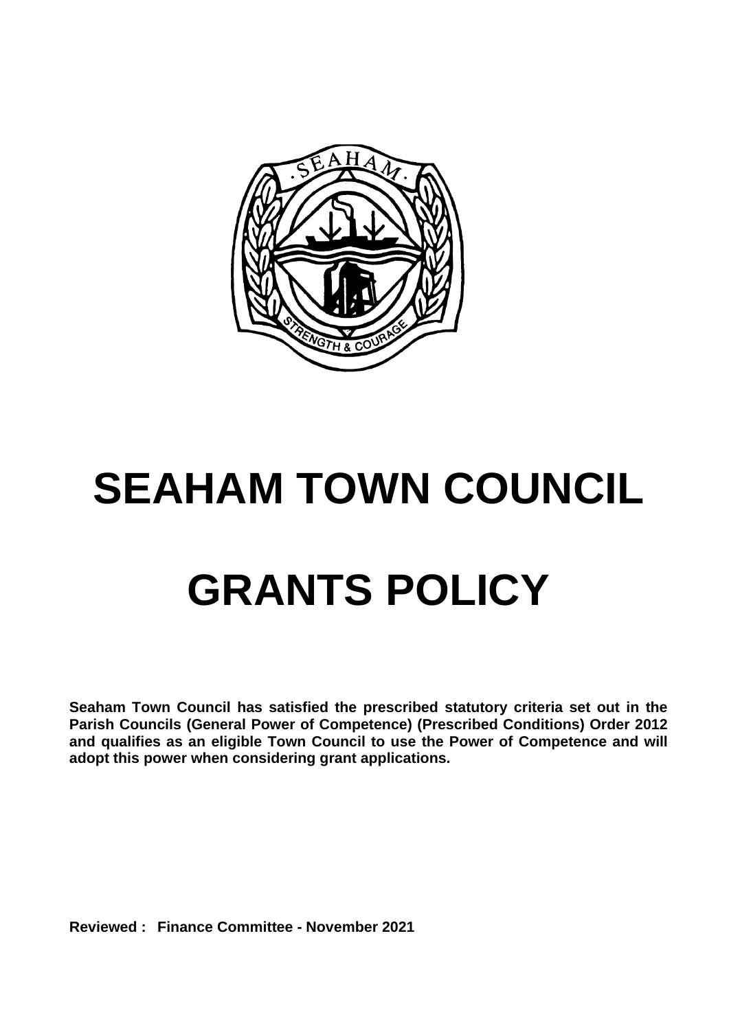# SEAHAM TOWN COUNCIL

# GRANTS POLICY

**Seaham Town Council has satisfied the prescribed statutory criteria set out in the Parish Councils (General Power of Competence) (Prescribed Conditions) Order 2012 and qualifies as an eligible Town Council to use the Power of Competence and will adopt this power when considering grant applications.**

**Reviewed : Finance Committee - November 2021**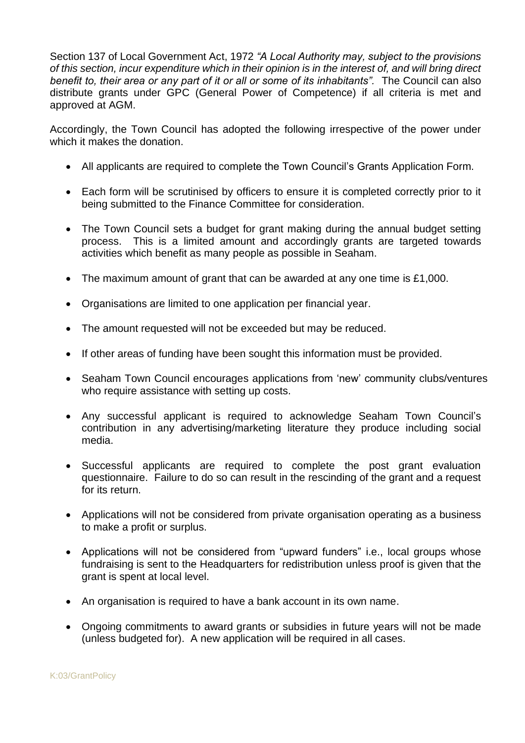Section 137 of Local Government Act, 1972 *"A Local Authority may, subject to the provisions of this section, incur expenditure which in their opinion is in the interest of, and will bring direct benefit to, their area or any part of it or all or some of its inhabitants".* The Council can also distribute grants under GPC (General Power of Competence) if all criteria is met and approved at AGM.

Accordingly, the Town Council has adopted the following irrespective of the power under which it makes the donation.

- All applicants are required to complete the Town Council's Grants Application Form.
- Each form will be scrutinised by officers to ensure it is completed correctly prior to it being submitted to the Finance Committee for consideration.
- The Town Council sets a budget for grant making during the annual budget setting process. This is a limited amount and accordingly grants are targeted towards activities which benefit as many people as possible in Seaham.
- The maximum amount of grant that can be awarded at any one time is £1,000.
- Organisations are limited to one application per financial year.
- The amount requested will not be exceeded but may be reduced.
- If other areas of funding have been sought this information must be provided.
- Seaham Town Council encourages applications from 'new' community clubs/ventures who require assistance with setting up costs.
- Any successful applicant is required to acknowledge Seaham Town Council's contribution in any advertising/marketing literature they produce including social media.
- Successful applicants are required to complete the post grant evaluation questionnaire. Failure to do so can result in the rescinding of the grant and a request for its return.
- Applications will not be considered from private organisation operating as a business to make a profit or surplus.
- Applications will not be considered from "upward funders" i.e., local groups whose fundraising is sent to the Headquarters for redistribution unless proof is given that the grant is spent at local level.
- An organisation is required to have a bank account in its own name.
- Ongoing commitments to award grants or subsidies in future years will not be made (unless budgeted for). A new application will be required in all cases.

K:03/GrantPolicy